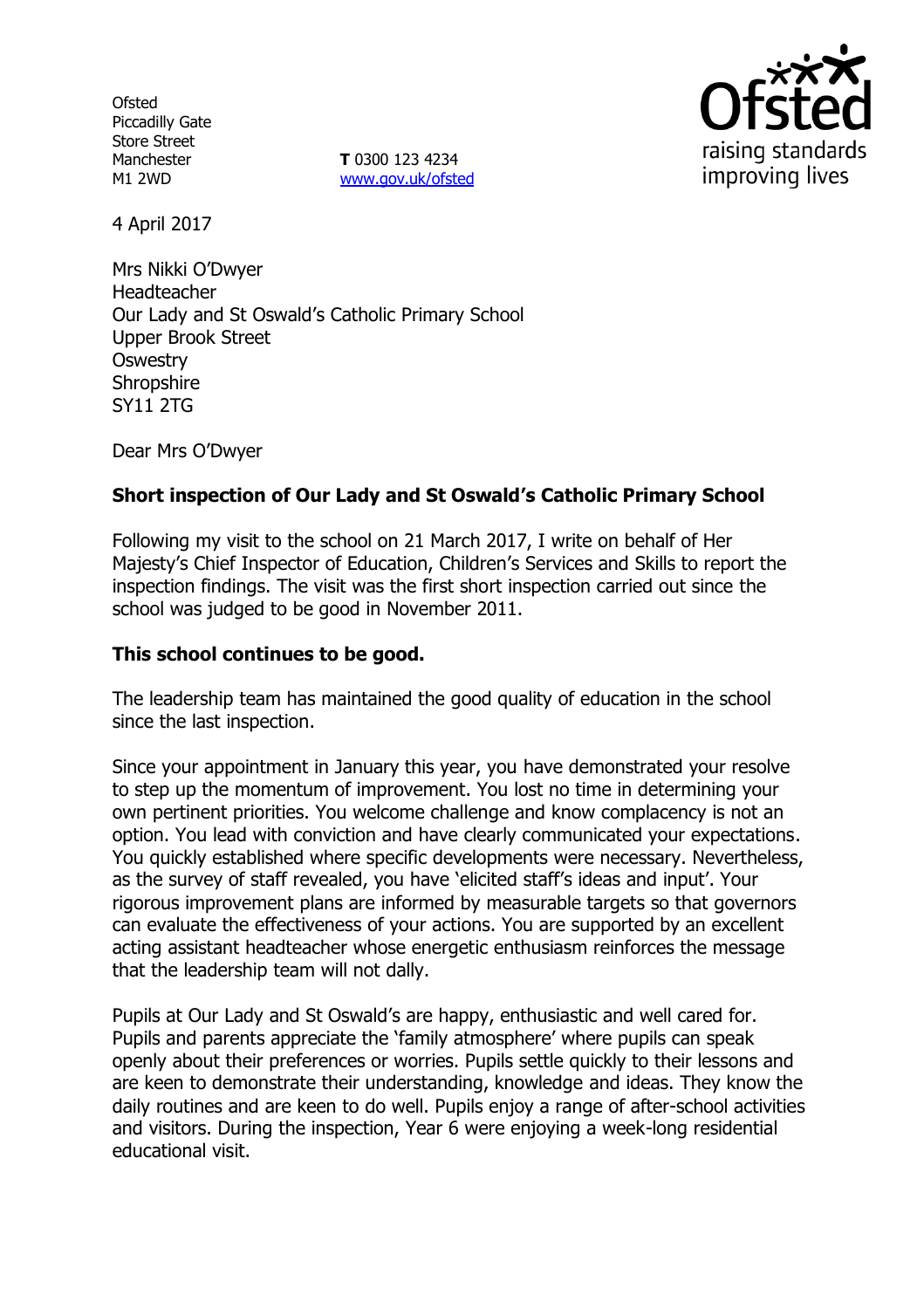Ofsted
Piccadilly Gate
Store Street
Manchester
M1 2WD

**T** 0300 123 4234
www.gov.uk/ofsted

Ofsted
raising standards
improving lives

4 April 2017

Mrs Nikki O'Dwyer
Headteacher
Our Lady and St Oswald's Catholic Primary School
Upper Brook Street
Oswestry
Shropshire
SY11 2TG

Dear Mrs O'Dwyer

**Short inspection of Our Lady and St Oswald's Catholic Primary School**

Following my visit to the school on 21 March 2017, I write on behalf of Her Majesty's Chief Inspector of Education, Children's Services and Skills to report the inspection findings. The visit was the first short inspection carried out since the school was judged to be good in November 2011.

**This school continues to be good.**

The leadership team has maintained the good quality of education in the school since the last inspection.

Since your appointment in January this year, you have demonstrated your resolve to step up the momentum of improvement. You lost no time in determining your own pertinent priorities. You welcome challenge and know complacency is not an option. You lead with conviction and have clearly communicated your expectations. You quickly established where specific developments were necessary. Nevertheless, as the survey of staff revealed, you have 'elicited staff's ideas and input'. Your rigorous improvement plans are informed by measurable targets so that governors can evaluate the effectiveness of your actions. You are supported by an excellent acting assistant headteacher whose energetic enthusiasm reinforces the message that the leadership team will not dally.

Pupils at Our Lady and St Oswald's are happy, enthusiastic and well cared for. Pupils and parents appreciate the 'family atmosphere' where pupils can speak openly about their preferences or worries. Pupils settle quickly to their lessons and are keen to demonstrate their understanding, knowledge and ideas. They know the daily routines and are keen to do well. Pupils enjoy a range of after-school activities and visitors. During the inspection, Year 6 were enjoying a week-long residential educational visit.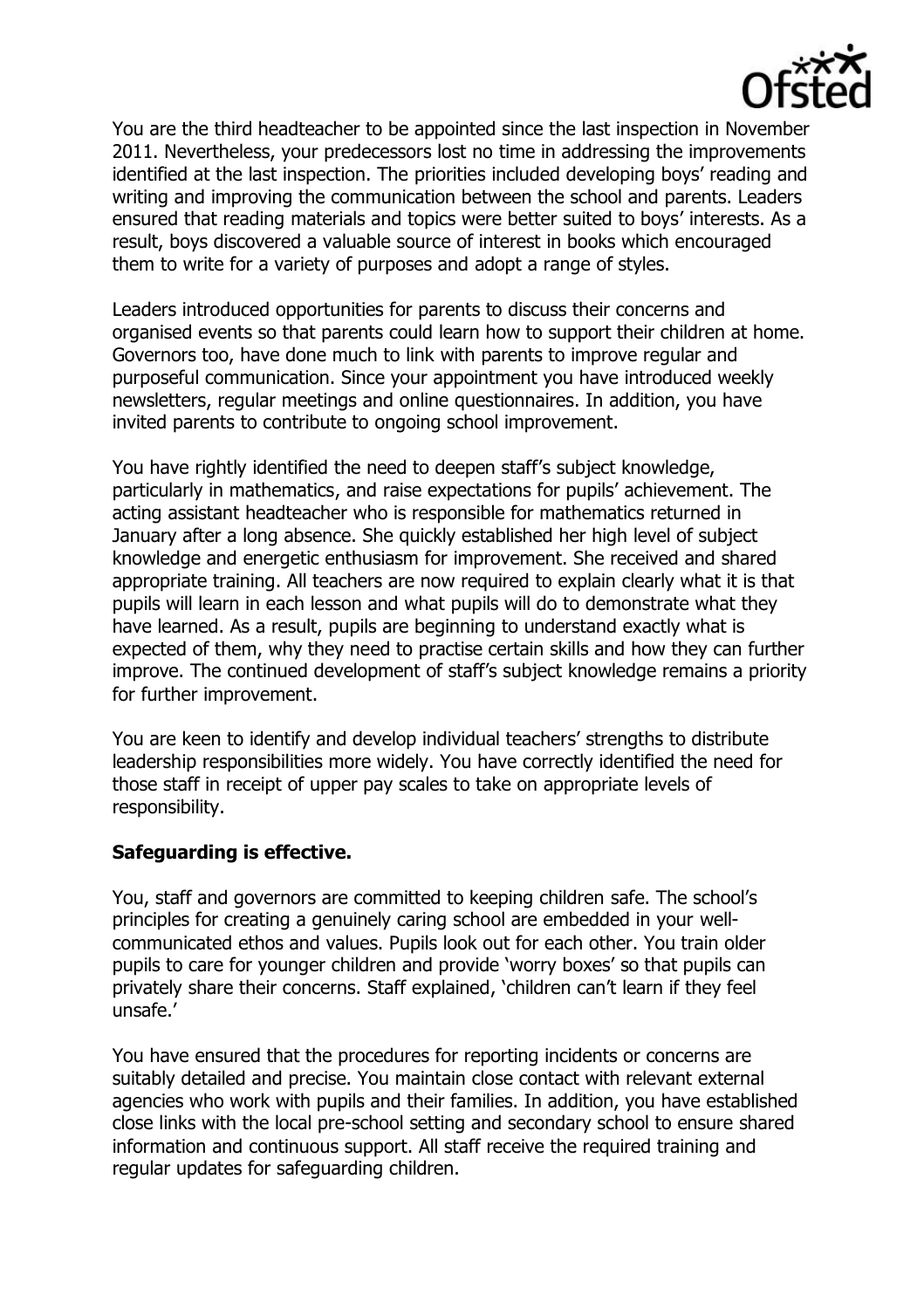You are the third headteacher to be appointed since the last inspection in November 2011. Nevertheless, your predecessors lost no time in addressing the improvements identified at the last inspection. The priorities included developing boys' reading and writing and improving the communication between the school and parents. Leaders ensured that reading materials and topics were better suited to boys' interests. As a result, boys discovered a valuable source of interest in books which encouraged them to write for a variety of purposes and adopt a range of styles.

Leaders introduced opportunities for parents to discuss their concerns and organised events so that parents could learn how to support their children at home. Governors too, have done much to link with parents to improve regular and purposeful communication. Since your appointment you have introduced weekly newsletters, regular meetings and online questionnaires. In addition, you have invited parents to contribute to ongoing school improvement.

You have rightly identified the need to deepen staff's subject knowledge, particularly in mathematics, and raise expectations for pupils' achievement. The acting assistant headteacher who is responsible for mathematics returned in January after a long absence. She quickly established her high level of subject knowledge and energetic enthusiasm for improvement. She received and shared appropriate training. All teachers are now required to explain clearly what it is that pupils will learn in each lesson and what pupils will do to demonstrate what they have learned. As a result, pupils are beginning to understand exactly what is expected of them, why they need to practise certain skills and how they can further improve. The continued development of staff's subject knowledge remains a priority for further improvement.

You are keen to identify and develop individual teachers' strengths to distribute leadership responsibilities more widely. You have correctly identified the need for those staff in receipt of upper pay scales to take on appropriate levels of responsibility.

**Safeguarding is effective.**

You, staff and governors are committed to keeping children safe. The school's principles for creating a genuinely caring school are embedded in your well-communicated ethos and values. Pupils look out for each other. You train older pupils to care for younger children and provide 'worry boxes' so that pupils can privately share their concerns. Staff explained, 'children can't learn if they feel unsafe.'

You have ensured that the procedures for reporting incidents or concerns are suitably detailed and precise. You maintain close contact with relevant external agencies who work with pupils and their families. In addition, you have established close links with the local pre-school setting and secondary school to ensure shared information and continuous support. All staff receive the required training and regular updates for safeguarding children.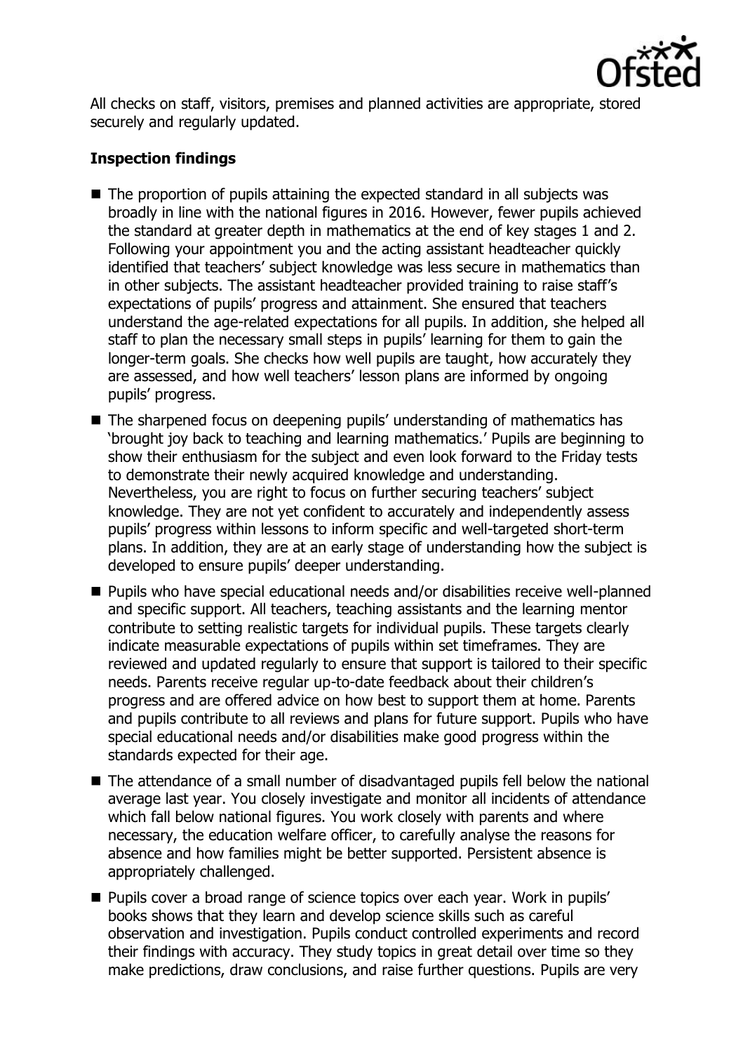All checks on staff, visitors, premises and planned activities are appropriate, stored securely and regularly updated.

**Inspection findings**

- The proportion of pupils attaining the expected standard in all subjects was broadly in line with the national figures in 2016. However, fewer pupils achieved the standard at greater depth in mathematics at the end of key stages 1 and 2. Following your appointment you and the acting assistant headteacher quickly identified that teachers' subject knowledge was less secure in mathematics than in other subjects. The assistant headteacher provided training to raise staff's expectations of pupils' progress and attainment. She ensured that teachers understand the age-related expectations for all pupils. In addition, she helped all staff to plan the necessary small steps in pupils' learning for them to gain the longer-term goals. She checks how well pupils are taught, how accurately they are assessed, and how well teachers' lesson plans are informed by ongoing pupils' progress.
- The sharpened focus on deepening pupils' understanding of mathematics has 'brought joy back to teaching and learning mathematics.' Pupils are beginning to show their enthusiasm for the subject and even look forward to the Friday tests to demonstrate their newly acquired knowledge and understanding. Nevertheless, you are right to focus on further securing teachers' subject knowledge. They are not yet confident to accurately and independently assess pupils' progress within lessons to inform specific and well-targeted short-term plans. In addition, they are at an early stage of understanding how the subject is developed to ensure pupils' deeper understanding.
- Pupils who have special educational needs and/or disabilities receive well-planned and specific support. All teachers, teaching assistants and the learning mentor contribute to setting realistic targets for individual pupils. These targets clearly indicate measurable expectations of pupils within set timeframes. They are reviewed and updated regularly to ensure that support is tailored to their specific needs. Parents receive regular up-to-date feedback about their children's progress and are offered advice on how best to support them at home. Parents and pupils contribute to all reviews and plans for future support. Pupils who have special educational needs and/or disabilities make good progress within the standards expected for their age.
- The attendance of a small number of disadvantaged pupils fell below the national average last year. You closely investigate and monitor all incidents of attendance which fall below national figures. You work closely with parents and where necessary, the education welfare officer, to carefully analyse the reasons for absence and how families might be better supported. Persistent absence is appropriately challenged.
- Pupils cover a broad range of science topics over each year. Work in pupils' books shows that they learn and develop science skills such as careful observation and investigation. Pupils conduct controlled experiments and record their findings with accuracy. They study topics in great detail over time so they make predictions, draw conclusions, and raise further questions. Pupils are very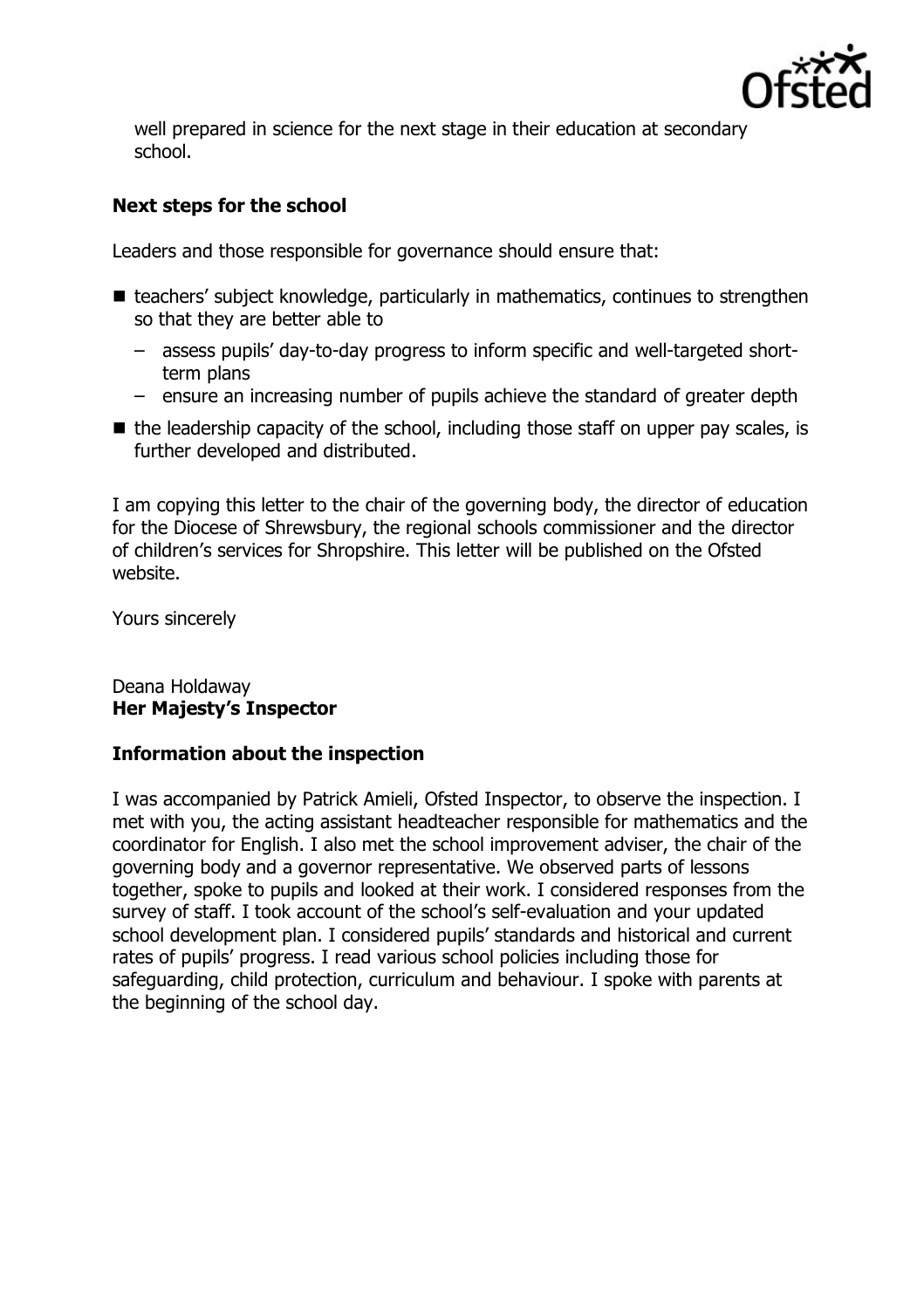well prepared in science for the next stage in their education at secondary school.

### Next steps for the school

Leaders and those responsible for governance should ensure that:

- teachers' subject knowledge, particularly in mathematics, continues to strengthen so that they are better able to
  - assess pupils' day-to-day progress to inform specific and well-targeted short-term plans
  - ensure an increasing number of pupils achieve the standard of greater depth
- the leadership capacity of the school, including those staff on upper pay scales, is further developed and distributed.

I am copying this letter to the chair of the governing body, the director of education for the Diocese of Shrewsbury, the regional schools commissioner and the director of children's services for Shropshire. This letter will be published on the Ofsted website.

Yours sincerely

Deana Holdaway
**Her Majesty's Inspector**

### Information about the inspection

I was accompanied by Patrick Amieli, Ofsted Inspector, to observe the inspection. I met with you, the acting assistant headteacher responsible for mathematics and the coordinator for English. I also met the school improvement adviser, the chair of the governing body and a governor representative. We observed parts of lessons together, spoke to pupils and looked at their work. I considered responses from the survey of staff. I took account of the school's self-evaluation and your updated school development plan. I considered pupils' standards and historical and current rates of pupils' progress. I read various school policies including those for safeguarding, child protection, curriculum and behaviour. I spoke with parents at the beginning of the school day.